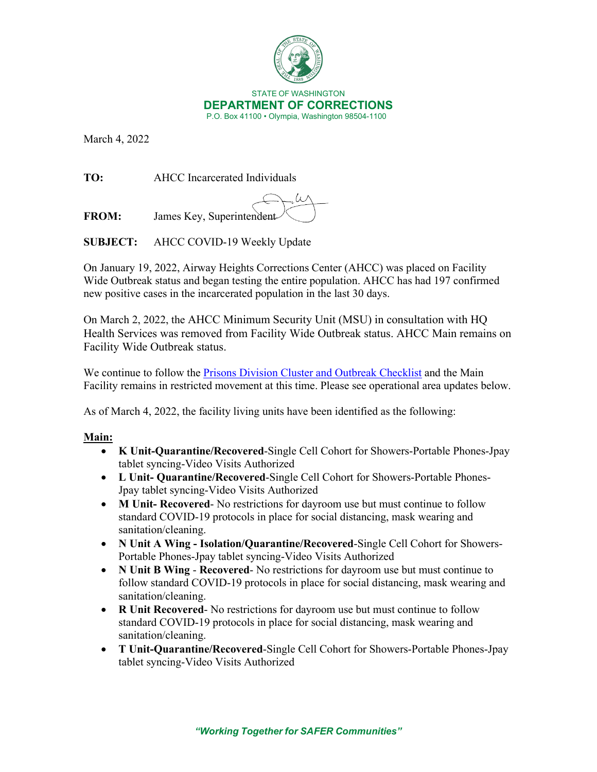STATE OF WASHINGTON
**DEPARTMENT OF CORRECTIONS**
P.O. Box 41100 • Olympia, Washington 98504-1100

March 4, 2022

**TO:** AHCC Incarcerated Individuals

**FROM:** James Key, Superintendent

**SUBJECT:** AHCC COVID-19 Weekly Update

On January 19, 2022, Airway Heights Corrections Center (AHCC) was placed on Facility Wide Outbreak status and began testing the entire population. AHCC has had 197 confirmed new positive cases in the incarcerated population in the last 30 days.

On March 2, 2022, the AHCC Minimum Security Unit (MSU) in consultation with HQ Health Services was removed from Facility Wide Outbreak status. AHCC Main remains on Facility Wide Outbreak status.

We continue to follow the [Prisons Division Cluster and Outbreak Checklist]() and the Main Facility remains in restricted movement at this time. Please see operational area updates below.

As of March 4, 2022, the facility living units have been identified as the following:

**Main:**

- **K Unit-Quarantine/Recovered**-Single Cell Cohort for Showers-Portable Phones-Jpay tablet syncing-Video Visits Authorized
- **L Unit- Quarantine/Recovered**-Single Cell Cohort for Showers-Portable Phones-Jpay tablet syncing-Video Visits Authorized
- **M Unit- Recovered**- No restrictions for dayroom use but must continue to follow standard COVID-19 protocols in place for social distancing, mask wearing and sanitation/cleaning.
- **N Unit A Wing - Isolation/Quarantine/Recovered**-Single Cell Cohort for Showers-Portable Phones-Jpay tablet syncing-Video Visits Authorized
- **N Unit B Wing - Recovered**- No restrictions for dayroom use but must continue to follow standard COVID-19 protocols in place for social distancing, mask wearing and sanitation/cleaning.
- **R Unit Recovered**- No restrictions for dayroom use but must continue to follow standard COVID-19 protocols in place for social distancing, mask wearing and sanitation/cleaning.
- **T Unit-Quarantine/Recovered**-Single Cell Cohort for Showers-Portable Phones-Jpay tablet syncing-Video Visits Authorized

*"Working Together for SAFER Communities"*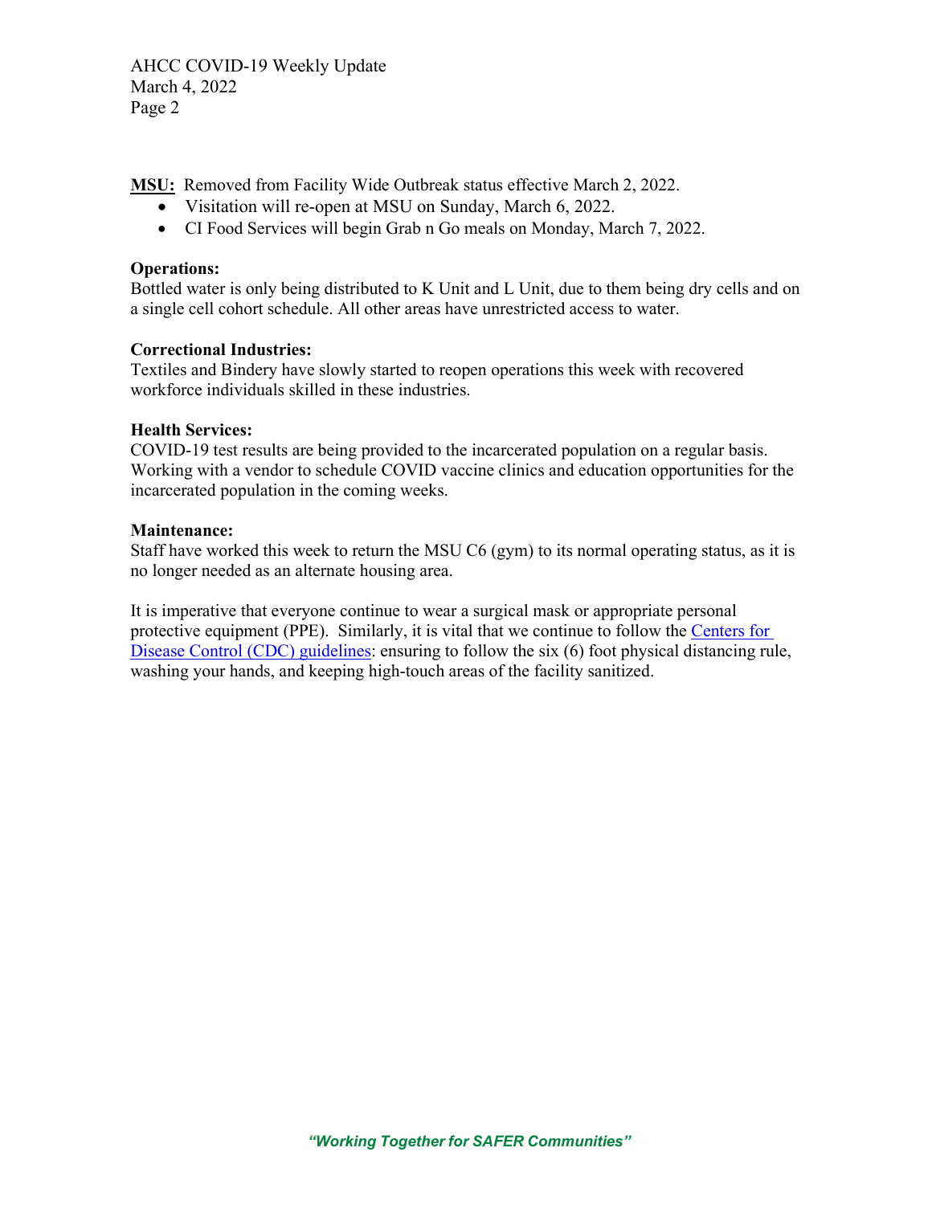**MSU:** Removed from Facility Wide Outbreak status effective March 2, 2022.

- Visitation will re-open at MSU on Sunday, March 6, 2022.
- CI Food Services will begin Grab n Go meals on Monday, March 7, 2022.

**Operations:**
Bottled water is only being distributed to K Unit and L Unit, due to them being dry cells and on a single cell cohort schedule. All other areas have unrestricted access to water.

**Correctional Industries:**
Textiles and Bindery have slowly started to reopen operations this week with recovered workforce individuals skilled in these industries.

**Health Services:**
COVID-19 test results are being provided to the incarcerated population on a regular basis. Working with a vendor to schedule COVID vaccine clinics and education opportunities for the incarcerated population in the coming weeks.

**Maintenance:**
Staff have worked this week to return the MSU C6 (gym) to its normal operating status, as it is no longer needed as an alternate housing area.

It is imperative that everyone continue to wear a surgical mask or appropriate personal protective equipment (PPE). Similarly, it is vital that we continue to follow the Centers for Disease Control (CDC) guidelines: ensuring to follow the six (6) foot physical distancing rule, washing your hands, and keeping high-touch areas of the facility sanitized.